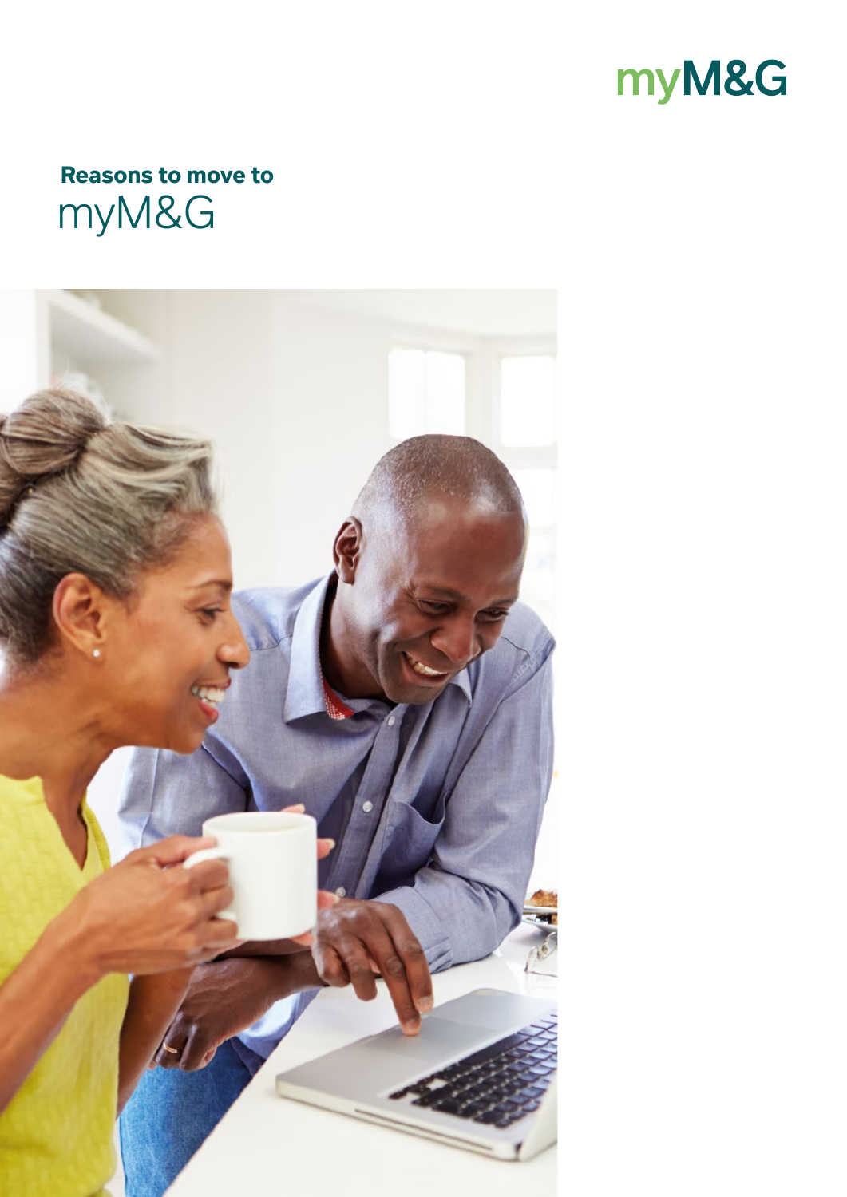myM&G

# Reasons to move to myM&G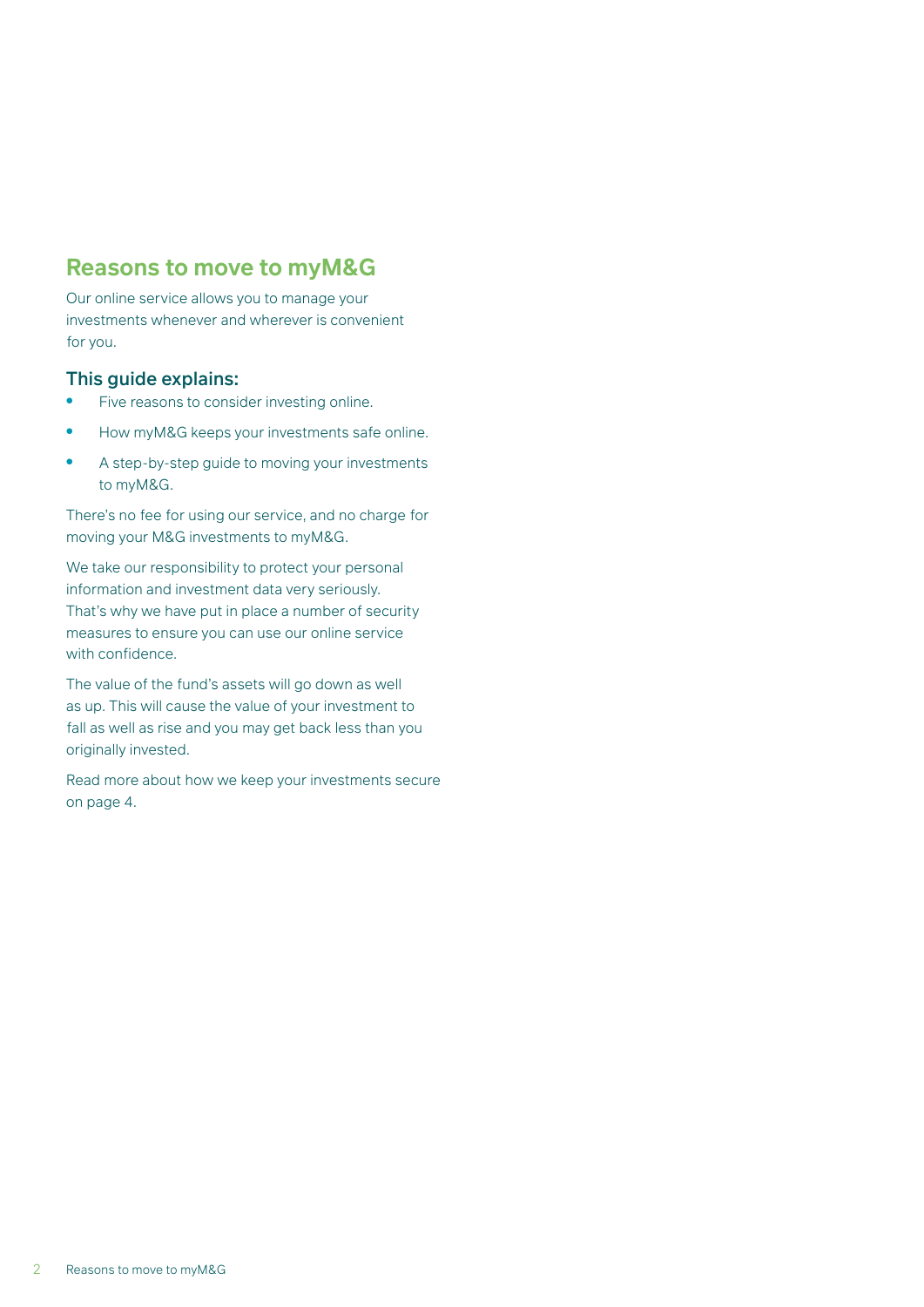## Reasons to move to myM&G

Our online service allows you to manage your investments whenever and wherever is convenient for you.

### This guide explains:

- Five reasons to consider investing online.
- How myM&G keeps your investments safe online.
- A step-by-step guide to moving your investments to myM&G.

There's no fee for using our service, and no charge for moving your M&G investments to myM&G.

We take our responsibility to protect your personal information and investment data very seriously. That's why we have put in place a number of security measures to ensure you can use our online service with confidence.

The value of the fund's assets will go down as well as up. This will cause the value of your investment to fall as well as rise and you may get back less than you originally invested.

Read more about how we keep your investments secure on page 4.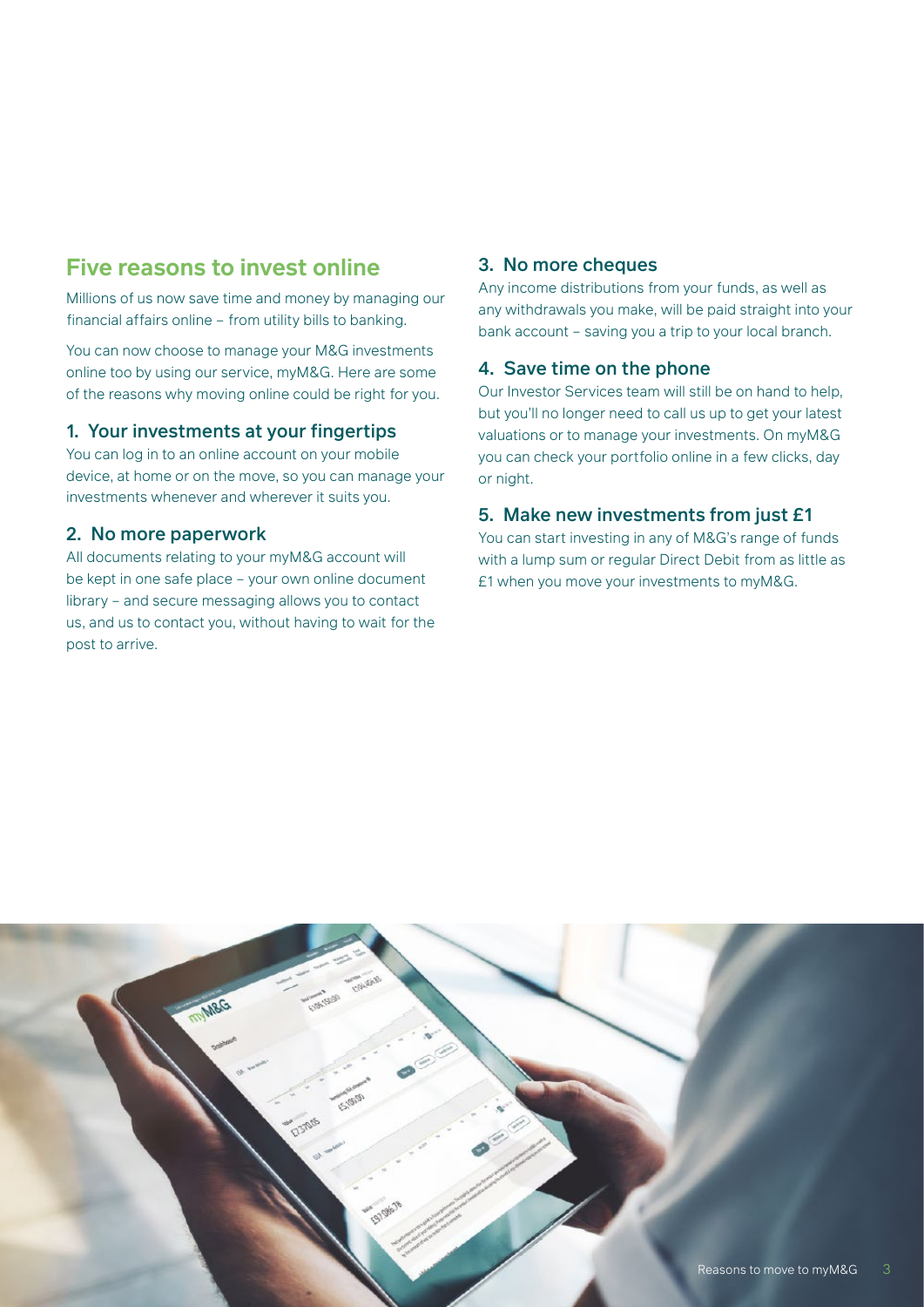## Five reasons to invest online

Millions of us now save time and money by managing our financial affairs online – from utility bills to banking.

You can now choose to manage your M&G investments online too by using our service, myM&G. Here are some of the reasons why moving online could be right for you.

### 1. Your investments at your fingertips

You can log in to an online account on your mobile device, at home or on the move, so you can manage your investments whenever and wherever it suits you.

### 2. No more paperwork

All documents relating to your myM&G account will be kept in one safe place – your own online document library – and secure messaging allows you to contact us, and us to contact you, without having to wait for the post to arrive.

### 3. No more cheques

Any income distributions from your funds, as well as any withdrawals you make, will be paid straight into your bank account – saving you a trip to your local branch.

### 4. Save time on the phone

Our Investor Services team will still be on hand to help, but you'll no longer need to call us up to get your latest valuations or to manage your investments. On myM&G you can check your portfolio online in a few clicks, day or night.

### 5. Make new investments from just £1

You can start investing in any of M&G's range of funds with a lump sum or regular Direct Debit from as little as £1 when you move your investments to myM&G.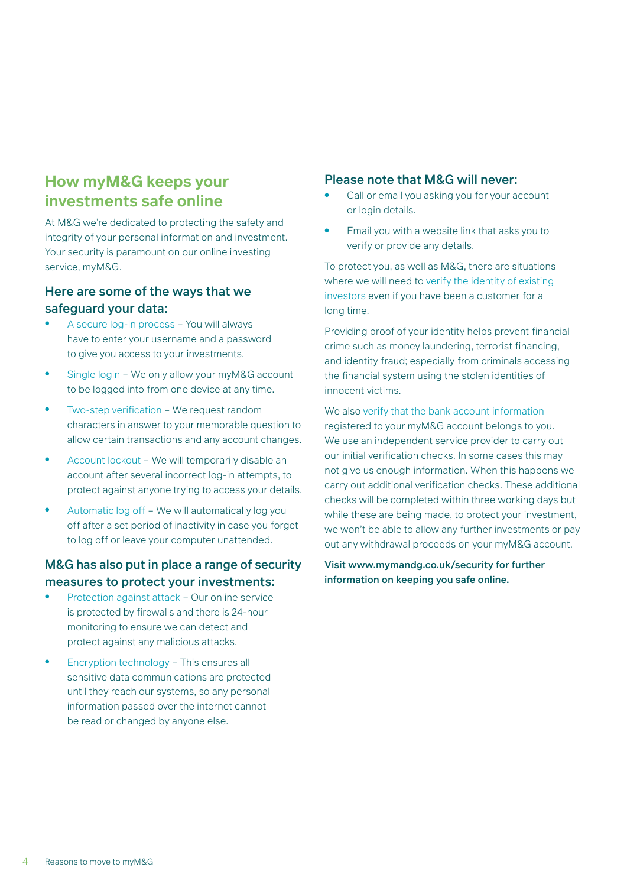## How myM&G keeps your investments safe online

At M&G we're dedicated to protecting the safety and integrity of your personal information and investment. Your security is paramount on our online investing service, myM&G.

### Here are some of the ways that we safeguard your data:

- A secure log-in process – You will always have to enter your username and a password to give you access to your investments.
- Single login – We only allow your myM&G account to be logged into from one device at any time.
- Two-step verification – We request random characters in answer to your memorable question to allow certain transactions and any account changes.
- Account lockout – We will temporarily disable an account after several incorrect log-in attempts, to protect against anyone trying to access your details.
- Automatic log off – We will automatically log you off after a set period of inactivity in case you forget to log off or leave your computer unattended.

### M&G has also put in place a range of security measures to protect your investments:

- Protection against attack – Our online service is protected by firewalls and there is 24-hour monitoring to ensure we can detect and protect against any malicious attacks.
- Encryption technology – This ensures all sensitive data communications are protected until they reach our systems, so any personal information passed over the internet cannot be read or changed by anyone else.

### Please note that M&G will never:

- Call or email you asking you for your account or login details.
- Email you with a website link that asks you to verify or provide any details.

To protect you, as well as M&G, there are situations where we will need to verify the identity of existing investors even if you have been a customer for a long time.

Providing proof of your identity helps prevent financial crime such as money laundering, terrorist financing, and identity fraud; especially from criminals accessing the financial system using the stolen identities of innocent victims.

We also verify that the bank account information registered to your myM&G account belongs to you. We use an independent service provider to carry out our initial verification checks. In some cases this may not give us enough information. When this happens we carry out additional verification checks. These additional checks will be completed within three working days but while these are being made, to protect your investment, we won't be able to allow any further investments or pay out any withdrawal proceeds on your myM&G account.

**Visit www.mymandg.co.uk/security for further information on keeping you safe online.**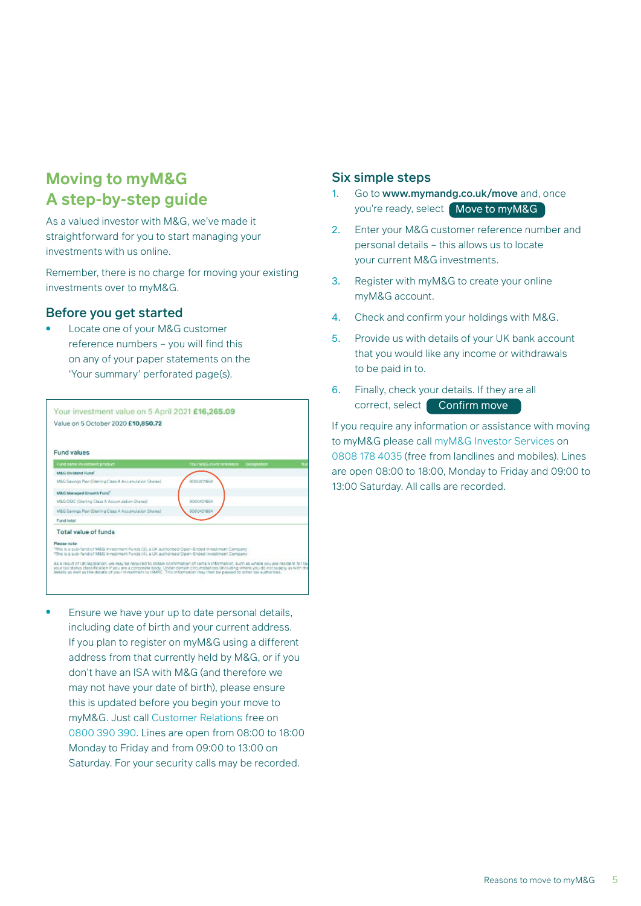# Moving to myM&G A step-by-step guide

As a valued investor with M&G, we've made it straightforward for you to start managing your investments with us online.

Remember, there is no charge for moving your existing investments over to myM&G.

## Before you get started

- Locate one of your M&G customer reference numbers – you will find this on any of your paper statements on the 'Your summary' perforated page(s).

- Ensure we have your up to date personal details, including date of birth and your current address. If you plan to register on myM&G using a different address from that currently held by M&G, or if you don't have an ISA with M&G (and therefore we may not have your date of birth), please ensure this is updated before you begin your move to myM&G. Just call Customer Relations free on 0800 390 390. Lines are open from 08:00 to 18:00 Monday to Friday and from 09:00 to 13:00 on Saturday. For your security calls may be recorded.

## Six simple steps

1. Go to **www.mymandg.co.uk/move** and, once you're ready, select **Move to myM&G**
2. Enter your M&G customer reference number and personal details – this allows us to locate your current M&G investments.
3. Register with myM&G to create your online myM&G account.
4. Check and confirm your holdings with M&G.
5. Provide us with details of your UK bank account that you would like any income or withdrawals to be paid in to.
6. Finally, check your details. If they are all correct, select **Confirm move**

If you require any information or assistance with moving to myM&G please call myM&G Investor Services on 0808 178 4035 (free from landlines and mobiles). Lines are open 08:00 to 18:00, Monday to Friday and 09:00 to 13:00 Saturday. All calls are recorded.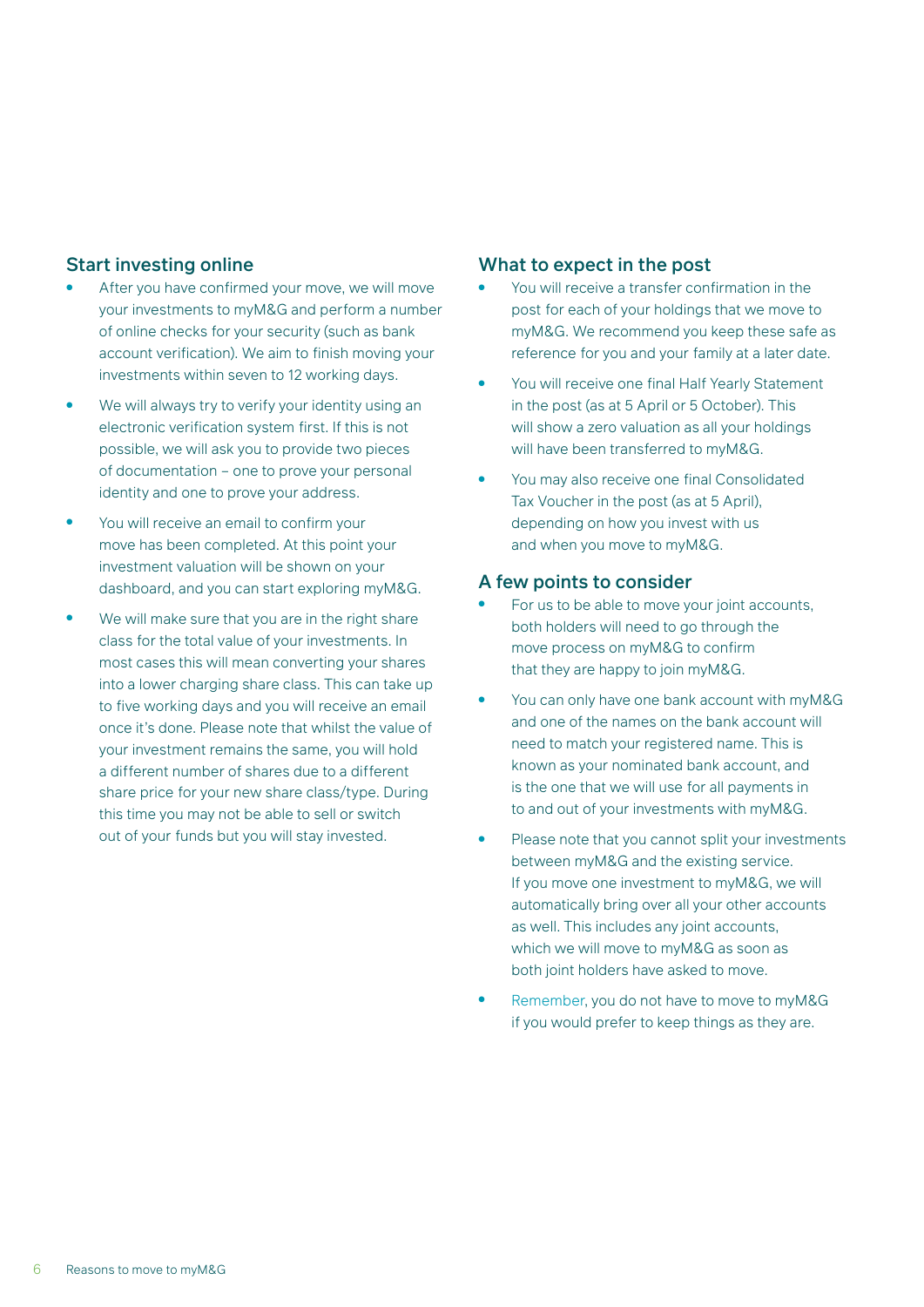## Start investing online

- After you have confirmed your move, we will move your investments to myM&G and perform a number of online checks for your security (such as bank account verification). We aim to finish moving your investments within seven to 12 working days.
- We will always try to verify your identity using an electronic verification system first. If this is not possible, we will ask you to provide two pieces of documentation – one to prove your personal identity and one to prove your address.
- You will receive an email to confirm your move has been completed. At this point your investment valuation will be shown on your dashboard, and you can start exploring myM&G.
- We will make sure that you are in the right share class for the total value of your investments. In most cases this will mean converting your shares into a lower charging share class. This can take up to five working days and you will receive an email once it's done. Please note that whilst the value of your investment remains the same, you will hold a different number of shares due to a different share price for your new share class/type. During this time you may not be able to sell or switch out of your funds but you will stay invested.

## What to expect in the post

- You will receive a transfer confirmation in the post for each of your holdings that we move to myM&G. We recommend you keep these safe as reference for you and your family at a later date.
- You will receive one final Half Yearly Statement in the post (as at 5 April or 5 October). This will show a zero valuation as all your holdings will have been transferred to myM&G.
- You may also receive one final Consolidated Tax Voucher in the post (as at 5 April), depending on how you invest with us and when you move to myM&G.

## A few points to consider

- For us to be able to move your joint accounts, both holders will need to go through the move process on myM&G to confirm that they are happy to join myM&G.
- You can only have one bank account with myM&G and one of the names on the bank account will need to match your registered name. This is known as your nominated bank account, and is the one that we will use for all payments in to and out of your investments with myM&G.
- Please note that you cannot split your investments between myM&G and the existing service. If you move one investment to myM&G, we will automatically bring over all your other accounts as well. This includes any joint accounts, which we will move to myM&G as soon as both joint holders have asked to move.
- Remember, you do not have to move to myM&G if you would prefer to keep things as they are.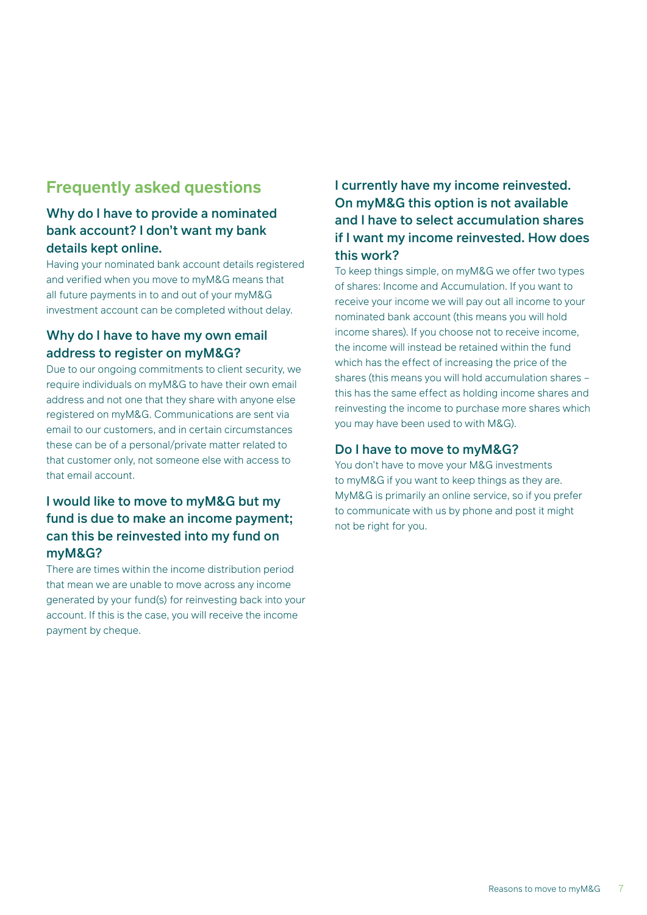## Frequently asked questions

### Why do I have to provide a nominated bank account? I don't want my bank details kept online.

Having your nominated bank account details registered and verified when you move to myM&G means that all future payments in to and out of your myM&G investment account can be completed without delay.

### Why do I have to have my own email address to register on myM&G?

Due to our ongoing commitments to client security, we require individuals on myM&G to have their own email address and not one that they share with anyone else registered on myM&G. Communications are sent via email to our customers, and in certain circumstances these can be of a personal/private matter related to that customer only, not someone else with access to that email account.

### I would like to move to myM&G but my fund is due to make an income payment; can this be reinvested into my fund on myM&G?

There are times within the income distribution period that mean we are unable to move across any income generated by your fund(s) for reinvesting back into your account. If this is the case, you will receive the income payment by cheque.

### I currently have my income reinvested. On myM&G this option is not available and I have to select accumulation shares if I want my income reinvested. How does this work?

To keep things simple, on myM&G we offer two types of shares: Income and Accumulation. If you want to receive your income we will pay out all income to your nominated bank account (this means you will hold income shares). If you choose not to receive income, the income will instead be retained within the fund which has the effect of increasing the price of the shares (this means you will hold accumulation shares – this has the same effect as holding income shares and reinvesting the income to purchase more shares which you may have been used to with M&G).

### Do I have to move to myM&G?

You don't have to move your M&G investments to myM&G if you want to keep things as they are. MyM&G is primarily an online service, so if you prefer to communicate with us by phone and post it might not be right for you.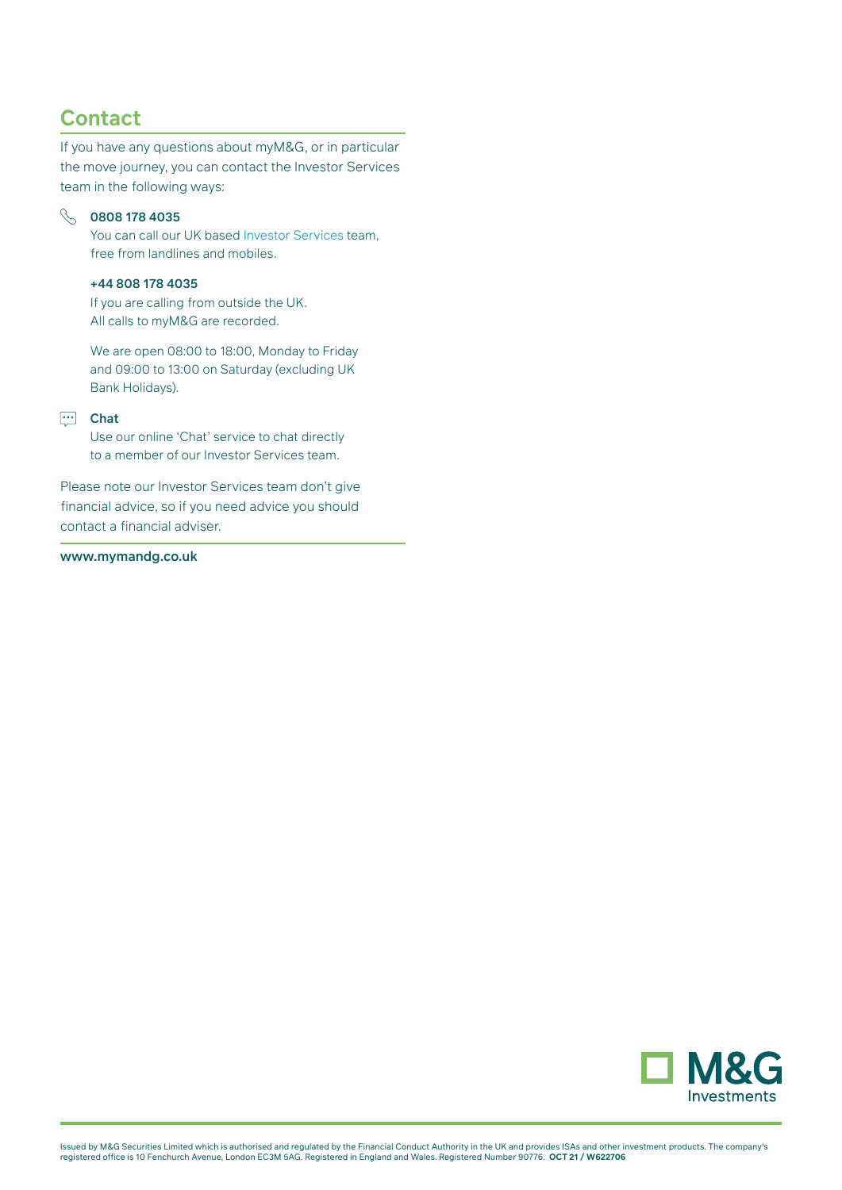## Contact

If you have any questions about myM&G, or in particular the move journey, you can contact the Investor Services team in the following ways:

**0808 178 4035**
You can call our UK based Investor Services team, free from landlines and mobiles.

**+44 808 178 4035**
If you are calling from outside the UK.
All calls to myM&G are recorded.

We are open 08:00 to 18:00, Monday to Friday and 09:00 to 13:00 on Saturday (excluding UK Bank Holidays).

**Chat**
Use our online 'Chat' service to chat directly to a member of our Investor Services team.

Please note our Investor Services team don't give financial advice, so if you need advice you should contact a financial adviser.

**www.mymandg.co.uk**

M&G Investments

Issued by M&G Securities Limited which is authorised and regulated by the Financial Conduct Authority in the UK and provides ISAs and other investment products. The company's registered office is 10 Fenchurch Avenue, London EC3M 5AG. Registered in England and Wales. Registered Number 90776. **OCT 21 / W622706**